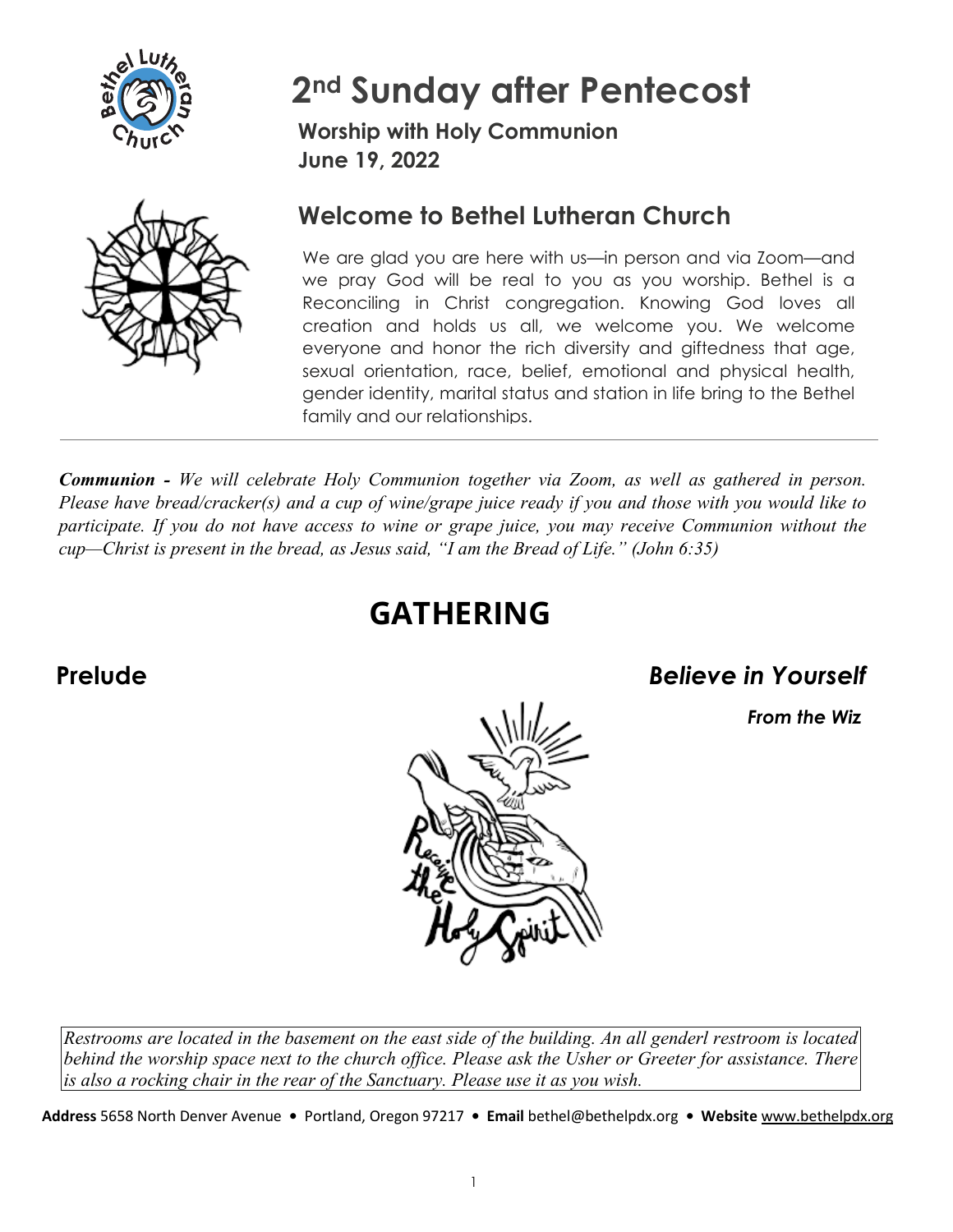# 2nd Sunday after Pentecost

**Worship with Holy Communion**
**June 19, 2022**

## Welcome to Bethel Lutheran Church

We are glad you are here with us—in person and via Zoom—and we pray God will be real to you as you worship. Bethel is a Reconciling in Christ congregation. Knowing God loves all creation and holds us all, we welcome you. We welcome everyone and honor the rich diversity and giftedness that age, sexual orientation, race, belief, emotional and physical health, gender identity, marital status and station in life bring to the Bethel family and our relationships.

***Communion -*** *We will celebrate Holy Communion together via Zoom, as well as gathered in person. Please have bread/cracker(s) and a cup of wine/grape juice ready if you and those with you would like to participate. If you do not have access to wine or grape juice, you may receive Communion without the cup—Christ is present in the bread, as Jesus said, "I am the Bread of Life." (John 6:35)*

# GATHERING

## Prelude — *Believe in Yourself*

***From the Wiz***

*Restrooms are located in the basement on the east side of the building. An all genderl restroom is located behind the worship space next to the church office. Please ask the Usher or Greeter for assistance. There is also a rocking chair in the rear of the Sanctuary. Please use it as you wish.*

**Address** 5658 North Denver Avenue • Portland, Oregon 97217 • **Email** bethel@bethelpdx.org • **Website** www.bethelpdx.org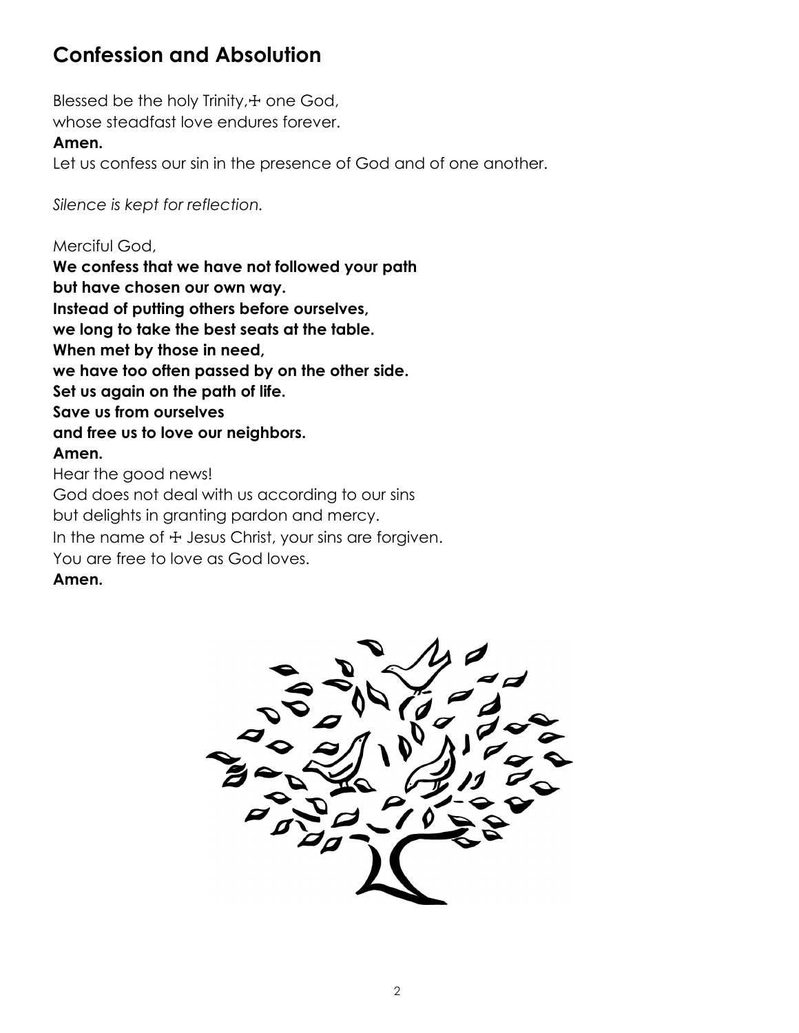## Confession and Absolution

Blessed be the holy Trinity, ☩ one God,
whose steadfast love endures forever.
**Amen.**
Let us confess our sin in the presence of God and of one another.

*Silence is kept for reflection.*

Merciful God,
**We confess that we have not followed your path**
**but have chosen our own way.**
**Instead of putting others before ourselves,**
**we long to take the best seats at the table.**
**When met by those in need,**
**we have too often passed by on the other side.**
**Set us again on the path of life.**
**Save us from ourselves**
**and free us to love our neighbors.**
**Amen.**
Hear the good news!
God does not deal with us according to our sins
but delights in granting pardon and mercy.
In the name of ☩ Jesus Christ, your sins are forgiven.
You are free to love as God loves.
**Amen.**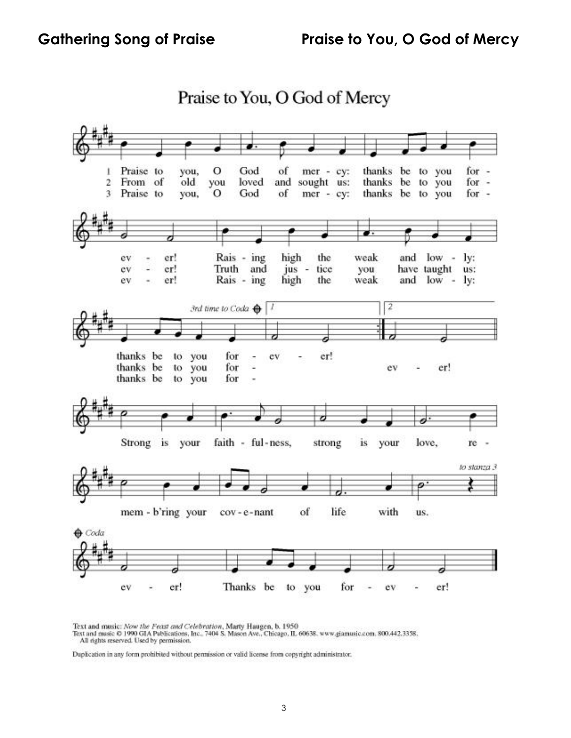## Gathering Song of Praise — Praise to You, O God of Mercy

### Praise to You, O God of Mercy

1. Praise to you, O God of mercy: thanks be to you for - ev - er! Rais - ing high the weak and low - ly: thanks be to you for - ev - er!
2. From of old you loved and sought us: thanks be to you for - ev - er! Truth and jus - tice you have taught us: thanks be to you for - ev - er!
3. Praise to you, O God of mercy: thanks be to you for - ev - er! Rais - ing high the weak and low - ly: thanks be to you for -

*3rd time to Coda*

Strong is your faith - ful-ness, strong is your love, re - mem - b'ring your cov - e - nant of life with us.

*to stanza 3*

*Coda*

ev - er! Thanks be to you for - ev - er!

Text and music: *Now the Feast and Celebration*, Marty Haugen, b. 1950
Text and music © 1990 GIA Publications, Inc., 7404 S. Mason Ave., Chicago, IL 60638. www.giamusic.com. 800.442.3358.
All rights reserved. Used by permission.

Duplication in any form prohibited without permission or valid license from copyright administrator.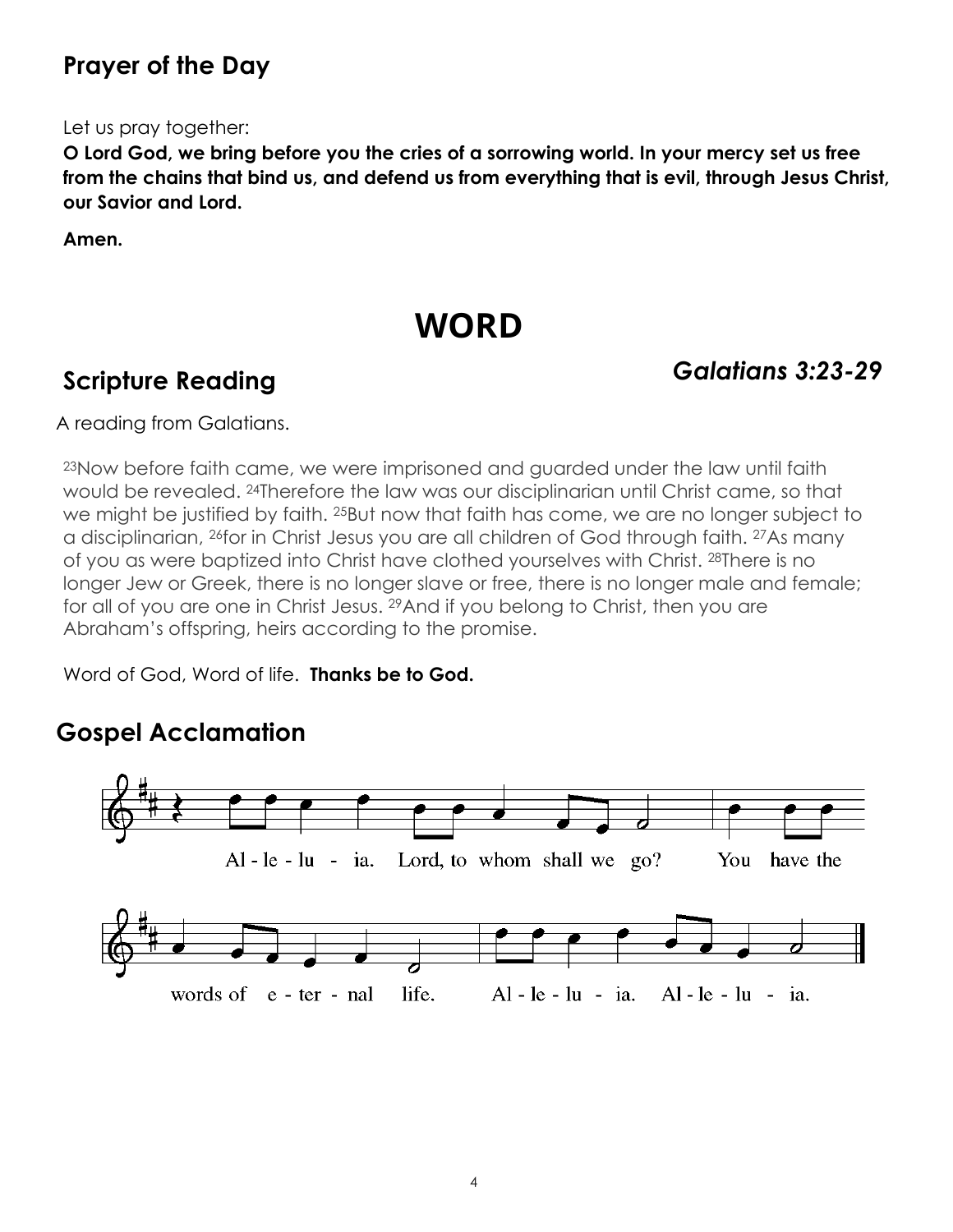## Prayer of the Day

Let us pray together:

**O Lord God, we bring before you the cries of a sorrowing world. In your mercy set us free from the chains that bind us, and defend us from everything that is evil, through Jesus Christ, our Savior and Lord.**

**Amen.**

# WORD

## Scripture Reading

### *Galatians 3:23-29*

A reading from Galatians.

[23]Now before faith came, we were imprisoned and guarded under the law until faith would be revealed. [24]Therefore the law was our disciplinarian until Christ came, so that we might be justified by faith. [25]But now that faith has come, we are no longer subject to a disciplinarian, [26]for in Christ Jesus you are all children of God through faith. [27]As many of you as were baptized into Christ have clothed yourselves with Christ. [28]There is no longer Jew or Greek, there is no longer slave or free, there is no longer male and female; for all of you are one in Christ Jesus. [29]And if you belong to Christ, then you are Abraham's offspring, heirs according to the promise.

Word of God, Word of life. **Thanks be to God.**

## Gospel Acclamation

Al - le - lu - ia. Lord, to whom shall we go? You have the words of e - ter - nal life. Al - le - lu - ia. Al - le - lu - ia.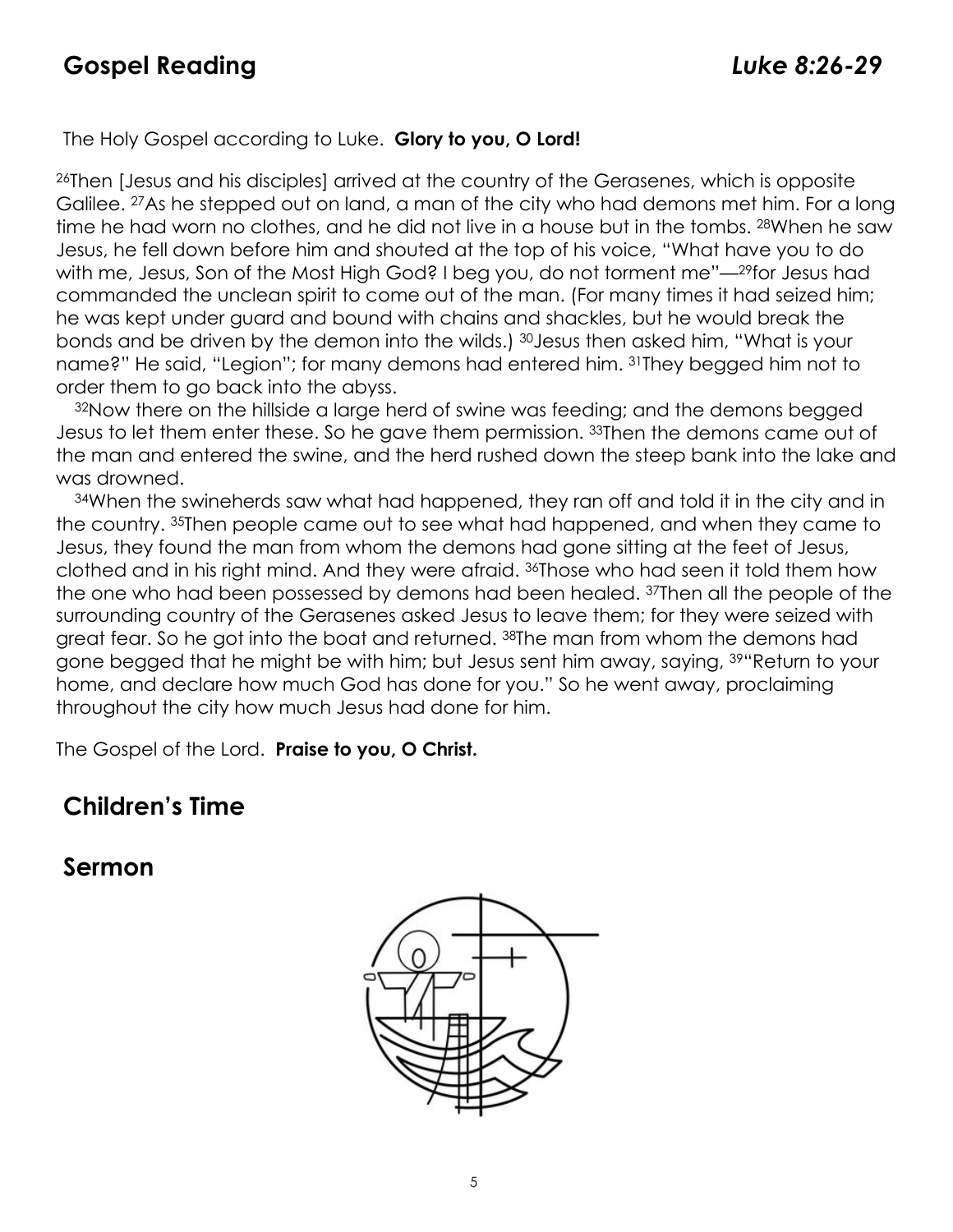## Gospel Reading *Luke 8:26-29*

The Holy Gospel according to Luke. **Glory to you, O Lord!**

[26]Then [Jesus and his disciples] arrived at the country of the Gerasenes, which is opposite Galilee. [27]As he stepped out on land, a man of the city who had demons met him. For a long time he had worn no clothes, and he did not live in a house but in the tombs. [28]When he saw Jesus, he fell down before him and shouted at the top of his voice, "What have you to do with me, Jesus, Son of the Most High God? I beg you, do not torment me"—[29]for Jesus had commanded the unclean spirit to come out of the man. (For many times it had seized him; he was kept under guard and bound with chains and shackles, but he would break the bonds and be driven by the demon into the wilds.) [30]Jesus then asked him, "What is your name?" He said, "Legion"; for many demons had entered him. [31]They begged him not to order them to go back into the abyss.

[32]Now there on the hillside a large herd of swine was feeding; and the demons begged Jesus to let them enter these. So he gave them permission. [33]Then the demons came out of the man and entered the swine, and the herd rushed down the steep bank into the lake and was drowned.

[34]When the swineherds saw what had happened, they ran off and told it in the city and in the country. [35]Then people came out to see what had happened, and when they came to Jesus, they found the man from whom the demons had gone sitting at the feet of Jesus, clothed and in his right mind. And they were afraid. [36]Those who had seen it told them how the one who had been possessed by demons had been healed. [37]Then all the people of the surrounding country of the Gerasenes asked Jesus to leave them; for they were seized with great fear. So he got into the boat and returned. [38]The man from whom the demons had gone begged that he might be with him; but Jesus sent him away, saying, [39]"Return to your home, and declare how much God has done for you." So he went away, proclaiming throughout the city how much Jesus had done for him.

The Gospel of the Lord. **Praise to you, O Christ.**

## Children's Time

## Sermon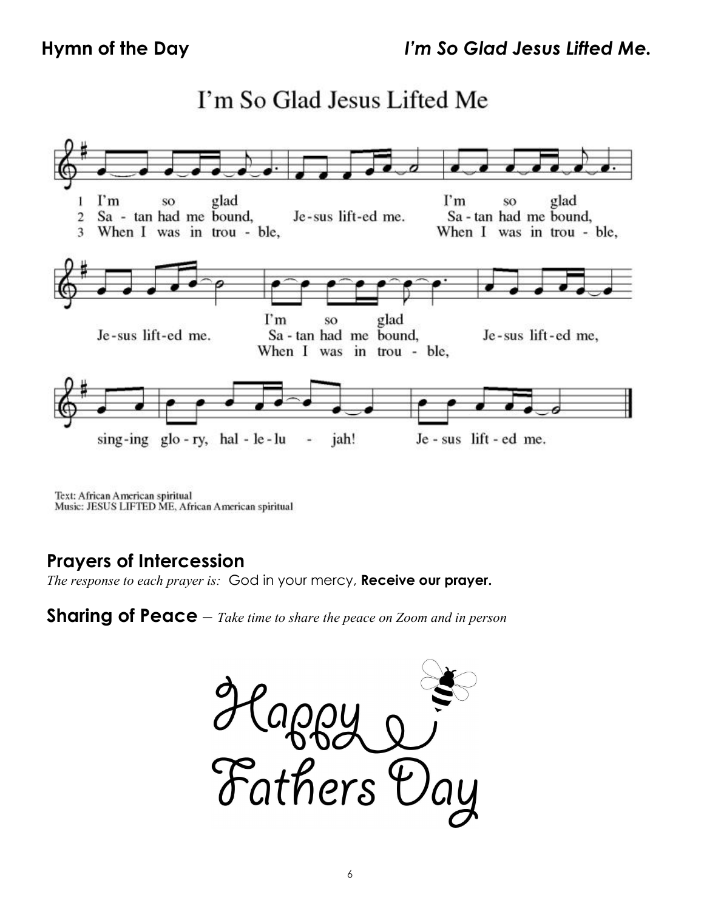**Hymn of the Day** ***I'm So Glad Jesus Lifted Me.***

I'm So Glad Jesus Lifted Me

1 I'm so glad Jesus lifted me. I'm so glad Jesus lifted me. I'm so glad Jesus lifted me, singing glory, hallelujah! Jesus lifted me.

2 Satan had me bound, Jesus lifted me. Satan had me bound, Jesus lifted me. Satan had me bound, Jesus lifted me, singing glory, hallelujah! Jesus lifted me.

3 When I was in trouble, Jesus lifted me. When I was in trouble, Jesus lifted me. When I was in trouble, Jesus lifted me, singing glory, hallelujah! Jesus lifted me.

Text: African American spiritual
Music: JESUS LIFTED ME, African American spiritual

## Prayers of Intercession

*The response to each prayer is:* God in your mercy, **Receive our prayer.**

**Sharing of Peace** – *Take time to share the peace on Zoom and in person*

Happy Fathers Day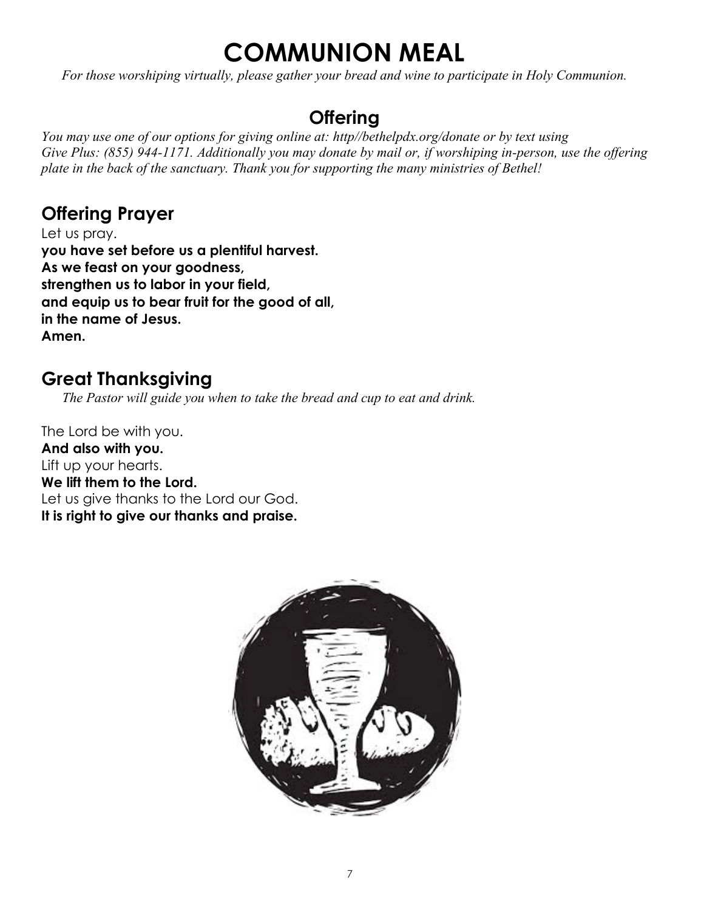# COMMUNION MEAL

*For those worshiping virtually, please gather your bread and wine to participate in Holy Communion.*

## Offering

*You may use one of our options for giving online at: http//bethelpdx.org/donate or by text using Give Plus: (855) 944-1171. Additionally you may donate by mail or, if worshiping in-person, use the offering plate in the back of the sanctuary. Thank you for supporting the many ministries of Bethel!*

## Offering Prayer

Let us pray.
**you have set before us a plentiful harvest.**
**As we feast on your goodness,**
**strengthen us to labor in your field,**
**and equip us to bear fruit for the good of all,**
**in the name of Jesus.**
**Amen.**

## Great Thanksgiving

*The Pastor will guide you when to take the bread and cup to eat and drink.*

The Lord be with you.
**And also with you.**
Lift up your hearts.
**We lift them to the Lord.**
Let us give thanks to the Lord our God.
**It is right to give our thanks and praise.**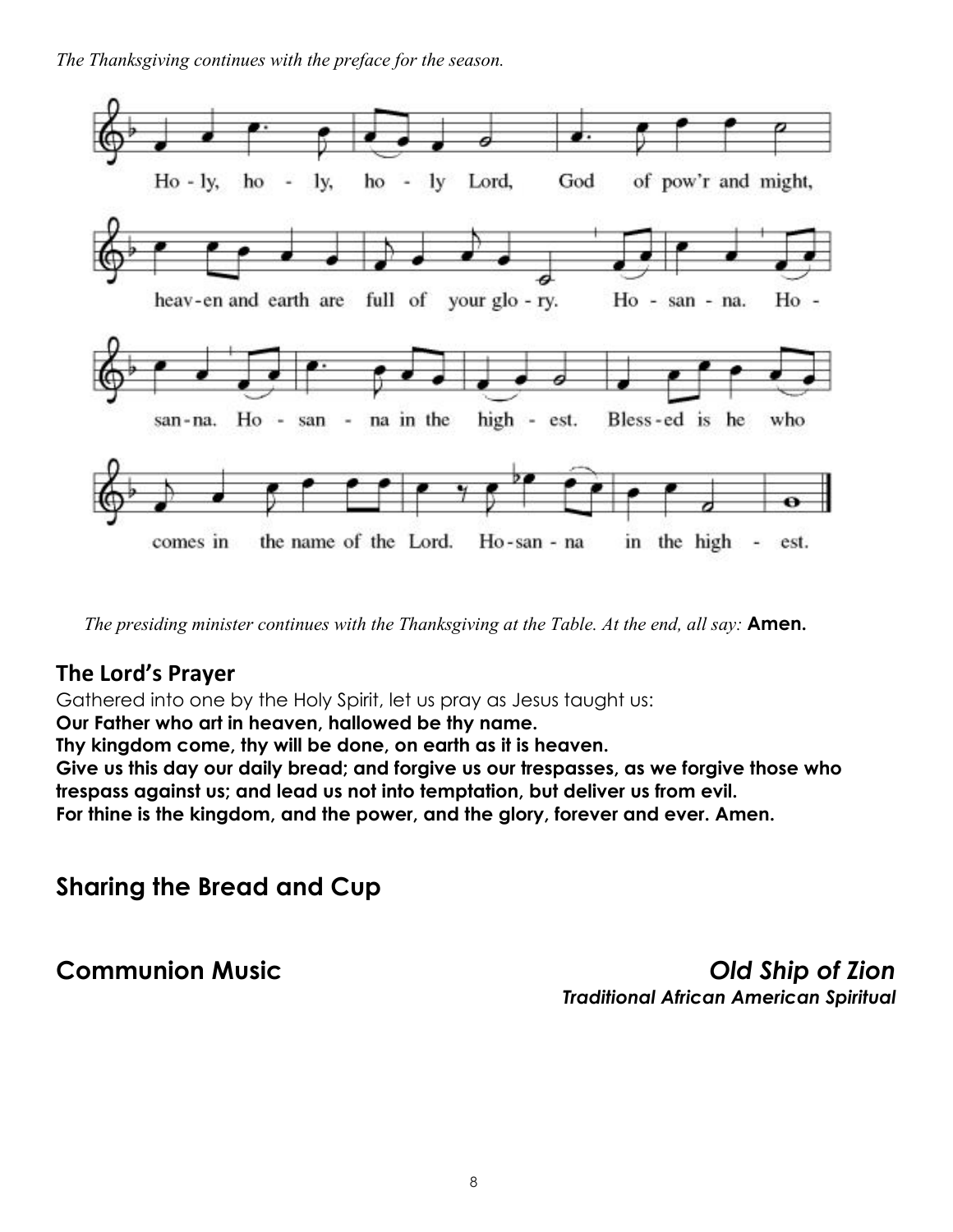*The Thanksgiving continues with the preface for the season.*

Ho - ly, ho - ly, ho - ly Lord, God of pow'r and might,
heav-en and earth are full of your glo - ry. Ho - san - na. Ho -
san-na. Ho - san - na in the high - est. Bless-ed is he who
comes in the name of the Lord. Ho-san - na in the high - est.

*The presiding minister continues with the Thanksgiving at the Table. At the end, all say:* **Amen.**

## The Lord's Prayer

Gathered into one by the Holy Spirit, let us pray as Jesus taught us:
**Our Father who art in heaven, hallowed be thy name.**
**Thy kingdom come, thy will be done, on earth as it is heaven.**
**Give us this day our daily bread; and forgive us our trespasses, as we forgive those who trespass against us; and lead us not into temptation, but deliver us from evil.**
**For thine is the kingdom, and the power, and the glory, forever and ever. Amen.**

## Sharing the Bread and Cup

## Communion Music *Old Ship of Zion*

***Traditional African American Spiritual***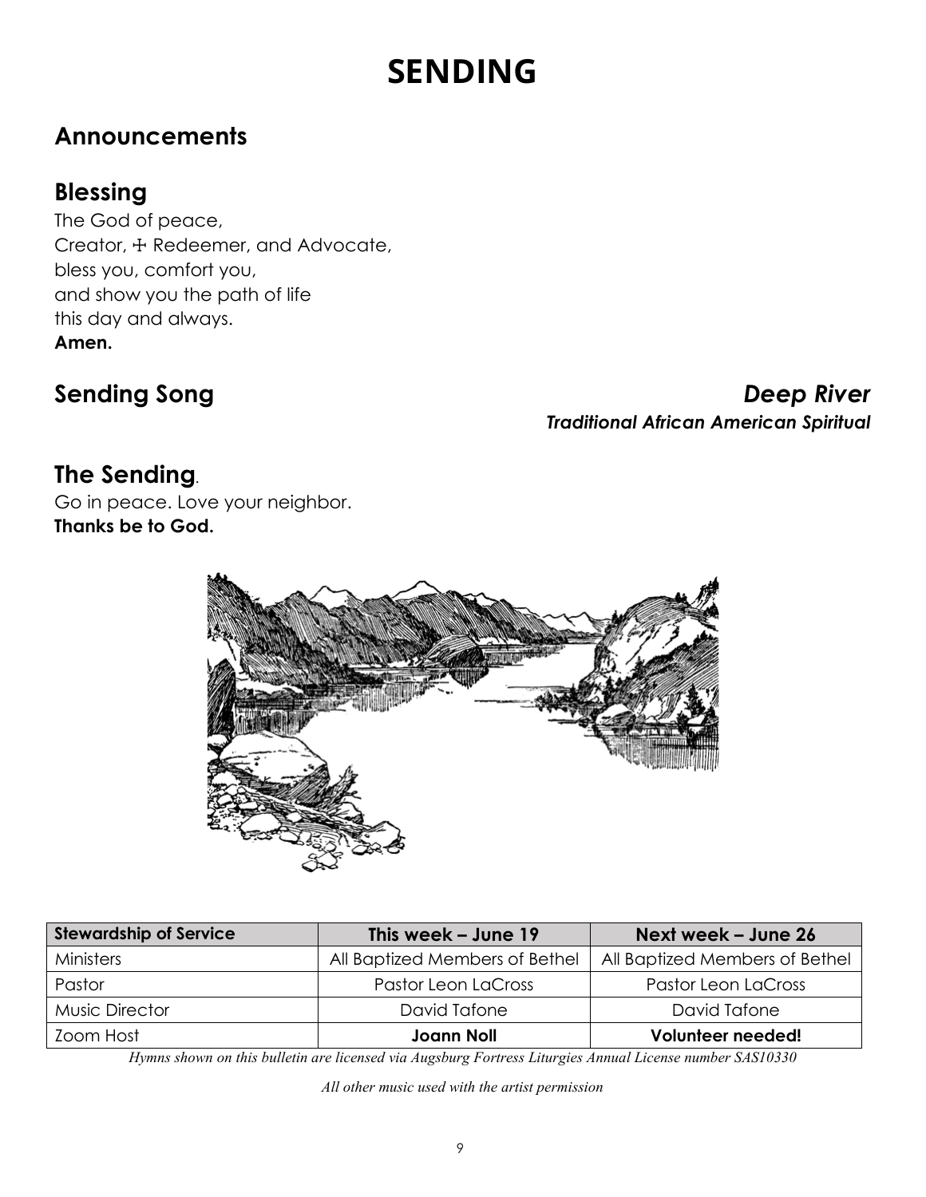# SENDING

## Announcements

## Blessing

The God of peace,
Creator, ☩ Redeemer, and Advocate,
bless you, comfort you,
and show you the path of life
this day and always.
**Amen.**

## Sending Song *Deep River*

***Traditional African American Spiritual***

## The Sending.

Go in peace. Love your neighbor.
**Thanks be to God.**

| Stewardship of Service | This week – June 19 | Next week – June 26 |
|---|---|---|
| Ministers | All Baptized Members of Bethel | All Baptized Members of Bethel |
| Pastor | Pastor Leon LaCross | Pastor Leon LaCross |
| Music Director | David Tafone | David Tafone |
| Zoom Host | **Joann Noll** | **Volunteer needed!** |

*Hymns shown on this bulletin are licensed via Augsburg Fortress Liturgies Annual License number SAS10330*

*All other music used with the artist permission*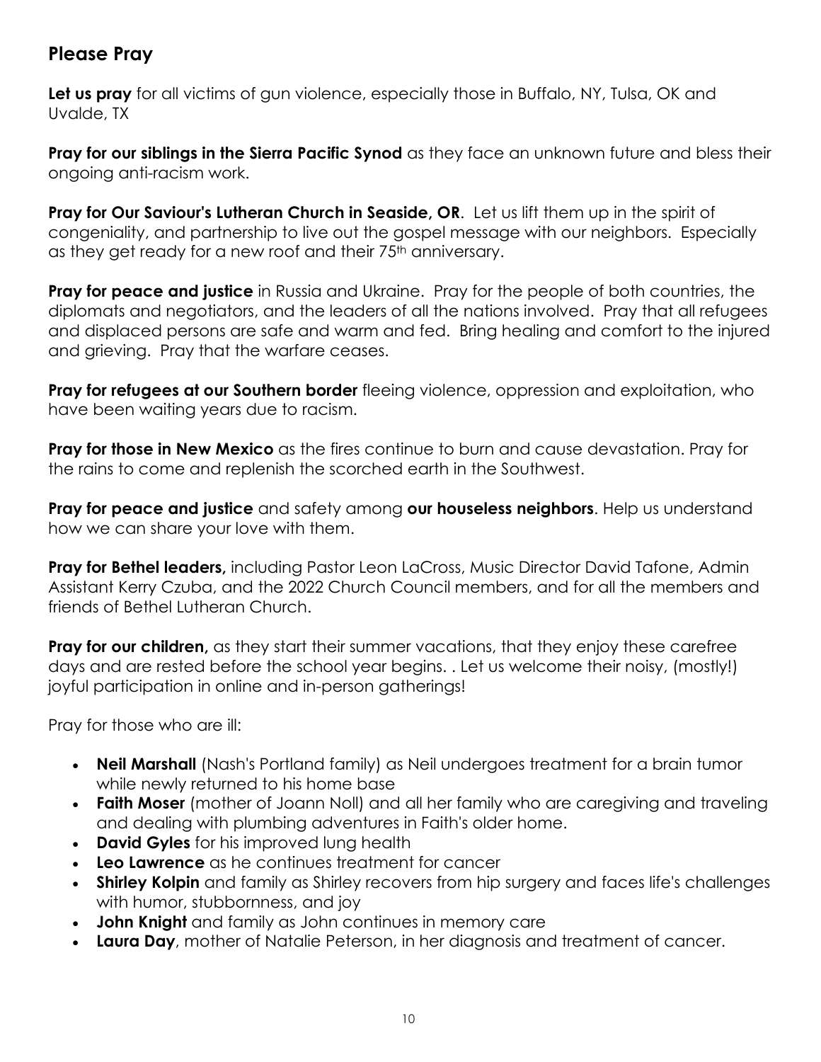## Please Pray

**Let us pray** for all victims of gun violence, especially those in Buffalo, NY, Tulsa, OK and Uvalde, TX

**Pray for our siblings in the Sierra Pacific Synod** as they face an unknown future and bless their ongoing anti-racism work.

**Pray for Our Saviour's Lutheran Church in Seaside, OR**. Let us lift them up in the spirit of congeniality, and partnership to live out the gospel message with our neighbors. Especially as they get ready for a new roof and their 75th anniversary.

**Pray for peace and justice** in Russia and Ukraine. Pray for the people of both countries, the diplomats and negotiators, and the leaders of all the nations involved. Pray that all refugees and displaced persons are safe and warm and fed. Bring healing and comfort to the injured and grieving. Pray that the warfare ceases.

**Pray for refugees at our Southern border** fleeing violence, oppression and exploitation, who have been waiting years due to racism.

**Pray for those in New Mexico** as the fires continue to burn and cause devastation. Pray for the rains to come and replenish the scorched earth in the Southwest.

**Pray for peace and justice** and safety among **our houseless neighbors**. Help us understand how we can share your love with them.

**Pray for Bethel leaders,** including Pastor Leon LaCross, Music Director David Tafone, Admin Assistant Kerry Czuba, and the 2022 Church Council members, and for all the members and friends of Bethel Lutheran Church.

**Pray for our children,** as they start their summer vacations, that they enjoy these carefree days and are rested before the school year begins. . Let us welcome their noisy, (mostly!) joyful participation in online and in-person gatherings!

Pray for those who are ill:

- **Neil Marshall** (Nash's Portland family) as Neil undergoes treatment for a brain tumor while newly returned to his home base
- **Faith Moser** (mother of Joann Noll) and all her family who are caregiving and traveling and dealing with plumbing adventures in Faith's older home.
- **David Gyles** for his improved lung health
- **Leo Lawrence** as he continues treatment for cancer
- **Shirley Kolpin** and family as Shirley recovers from hip surgery and faces life's challenges with humor, stubbornness, and joy
- **John Knight** and family as John continues in memory care
- **Laura Day**, mother of Natalie Peterson, in her diagnosis and treatment of cancer.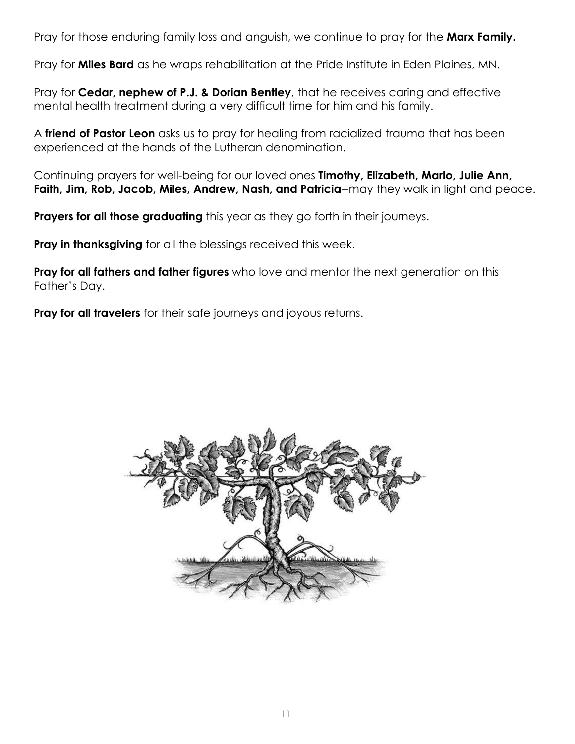Pray for those enduring family loss and anguish, we continue to pray for the **Marx Family.**

Pray for **Miles Bard** as he wraps rehabilitation at the Pride Institute in Eden Plaines, MN.

Pray for **Cedar, nephew of P.J. & Dorian Bentley**, that he receives caring and effective mental health treatment during a very difficult time for him and his family.

A **friend of Pastor Leon** asks us to pray for healing from racialized trauma that has been experienced at the hands of the Lutheran denomination.

Continuing prayers for well-being for our loved ones **Timothy, Elizabeth, Marlo, Julie Ann, Faith, Jim, Rob, Jacob, Miles, Andrew, Nash, and Patricia**--may they walk in light and peace.

**Prayers for all those graduating** this year as they go forth in their journeys.

**Pray in thanksgiving** for all the blessings received this week.

**Pray for all fathers and father figures** who love and mentor the next generation on this Father's Day.

**Pray for all travelers** for their safe journeys and joyous returns.